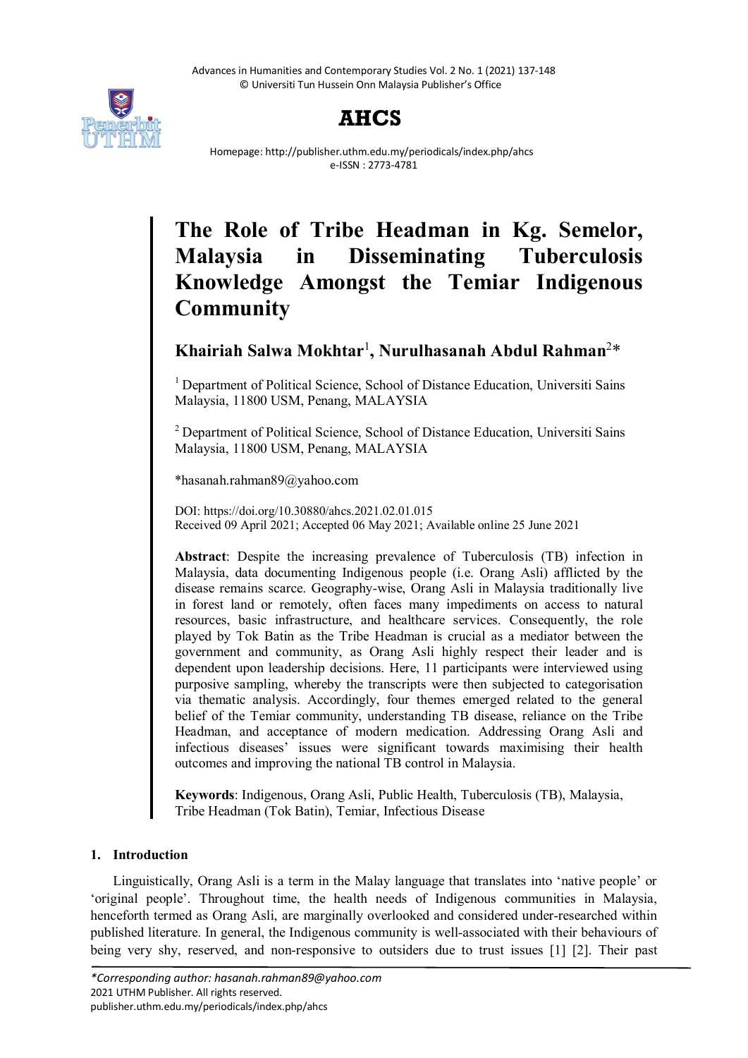# The Role of Tribe Headman in Kg. Semelor, Malaysia in Disseminating Tuberculosis Knowledge Amongst the Temiar Indigenous Community

**Khairiah Salwa Mokhtar[1], Nurulhasanah Abdul Rahman[2]***

[1] Department of Political Science, School of Distance Education, Universiti Sains Malaysia, 11800 USM, Penang, MALAYSIA

[2] Department of Political Science, School of Distance Education, Universiti Sains Malaysia, 11800 USM, Penang, MALAYSIA

*hasanah.rahman89@yahoo.com

DOI: https://doi.org/10.30880/ahcs.2021.02.01.015
Received 09 April 2021; Accepted 06 May 2021; Available online 25 June 2021

**Abstract**: Despite the increasing prevalence of Tuberculosis (TB) infection in Malaysia, data documenting Indigenous people (i.e. Orang Asli) afflicted by the disease remains scarce. Geography-wise, Orang Asli in Malaysia traditionally live in forest land or remotely, often faces many impediments on access to natural resources, basic infrastructure, and healthcare services. Consequently, the role played by Tok Batin as the Tribe Headman is crucial as a mediator between the government and community, as Orang Asli highly respect their leader and is dependent upon leadership decisions. Here, 11 participants were interviewed using purposive sampling, whereby the transcripts were then subjected to categorisation via thematic analysis. Accordingly, four themes emerged related to the general belief of the Temiar community, understanding TB disease, reliance on the Tribe Headman, and acceptance of modern medication. Addressing Orang Asli and infectious diseases' issues were significant towards maximising their health outcomes and improving the national TB control in Malaysia.

**Keywords**: Indigenous, Orang Asli, Public Health, Tuberculosis (TB), Malaysia, Tribe Headman (Tok Batin), Temiar, Infectious Disease

## 1. Introduction

Linguistically, Orang Asli is a term in the Malay language that translates into 'native people' or 'original people'. Throughout time, the health needs of Indigenous communities in Malaysia, henceforth termed as Orang Asli, are marginally overlooked and considered under-researched within published literature. In general, the Indigenous community is well-associated with their behaviours of being very shy, reserved, and non-responsive to outsiders due to trust issues [1] [2]. Their past

*Corresponding author: hasanah.rahman89@yahoo.com
2021 UTHM Publisher. All rights reserved.
publisher.uthm.edu.my/periodicals/index.php/ahcs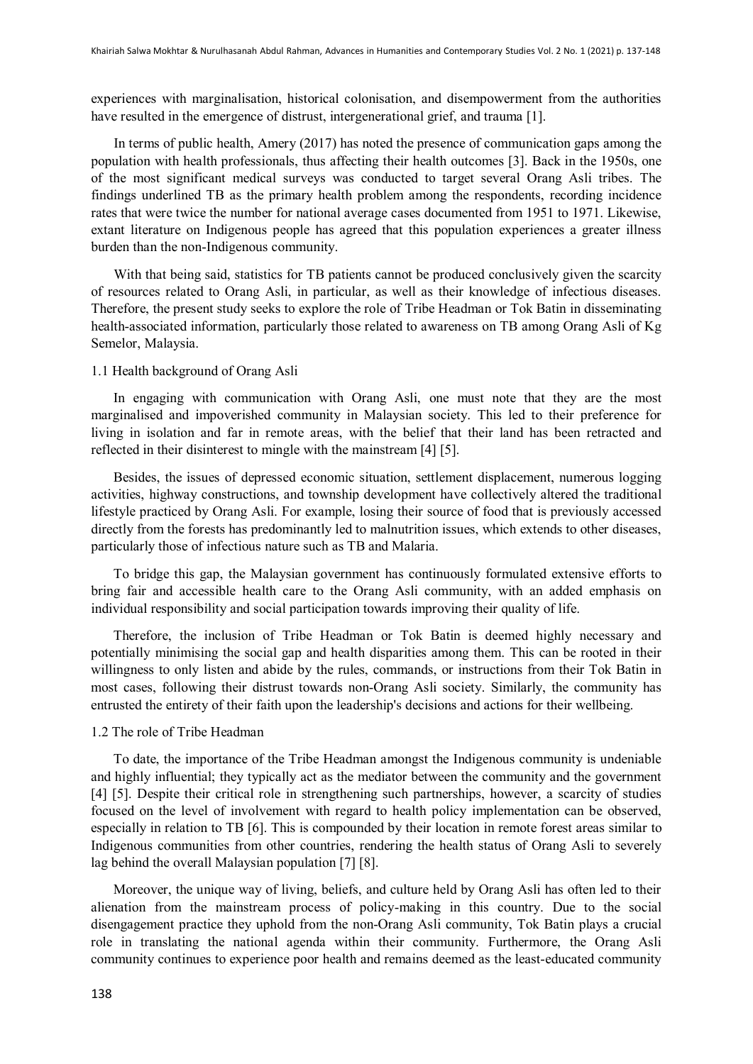experiences with marginalisation, historical colonisation, and disempowerment from the authorities have resulted in the emergence of distrust, intergenerational grief, and trauma [1].

In terms of public health, Amery (2017) has noted the presence of communication gaps among the population with health professionals, thus affecting their health outcomes [3]. Back in the 1950s, one of the most significant medical surveys was conducted to target several Orang Asli tribes. The findings underlined TB as the primary health problem among the respondents, recording incidence rates that were twice the number for national average cases documented from 1951 to 1971. Likewise, extant literature on Indigenous people has agreed that this population experiences a greater illness burden than the non-Indigenous community.

With that being said, statistics for TB patients cannot be produced conclusively given the scarcity of resources related to Orang Asli, in particular, as well as their knowledge of infectious diseases. Therefore, the present study seeks to explore the role of Tribe Headman or Tok Batin in disseminating health-associated information, particularly those related to awareness on TB among Orang Asli of Kg Semelor, Malaysia.

### 1.1 Health background of Orang Asli

In engaging with communication with Orang Asli, one must note that they are the most marginalised and impoverished community in Malaysian society. This led to their preference for living in isolation and far in remote areas, with the belief that their land has been retracted and reflected in their disinterest to mingle with the mainstream [4] [5].

Besides, the issues of depressed economic situation, settlement displacement, numerous logging activities, highway constructions, and township development have collectively altered the traditional lifestyle practiced by Orang Asli. For example, losing their source of food that is previously accessed directly from the forests has predominantly led to malnutrition issues, which extends to other diseases, particularly those of infectious nature such as TB and Malaria.

To bridge this gap, the Malaysian government has continuously formulated extensive efforts to bring fair and accessible health care to the Orang Asli community, with an added emphasis on individual responsibility and social participation towards improving their quality of life.

Therefore, the inclusion of Tribe Headman or Tok Batin is deemed highly necessary and potentially minimising the social gap and health disparities among them. This can be rooted in their willingness to only listen and abide by the rules, commands, or instructions from their Tok Batin in most cases, following their distrust towards non-Orang Asli society. Similarly, the community has entrusted the entirety of their faith upon the leadership's decisions and actions for their wellbeing.

### 1.2 The role of Tribe Headman

To date, the importance of the Tribe Headman amongst the Indigenous community is undeniable and highly influential; they typically act as the mediator between the community and the government [4] [5]. Despite their critical role in strengthening such partnerships, however, a scarcity of studies focused on the level of involvement with regard to health policy implementation can be observed, especially in relation to TB [6]. This is compounded by their location in remote forest areas similar to Indigenous communities from other countries, rendering the health status of Orang Asli to severely lag behind the overall Malaysian population [7] [8].

Moreover, the unique way of living, beliefs, and culture held by Orang Asli has often led to their alienation from the mainstream process of policy-making in this country. Due to the social disengagement practice they uphold from the non-Orang Asli community, Tok Batin plays a crucial role in translating the national agenda within their community. Furthermore, the Orang Asli community continues to experience poor health and remains deemed as the least-educated community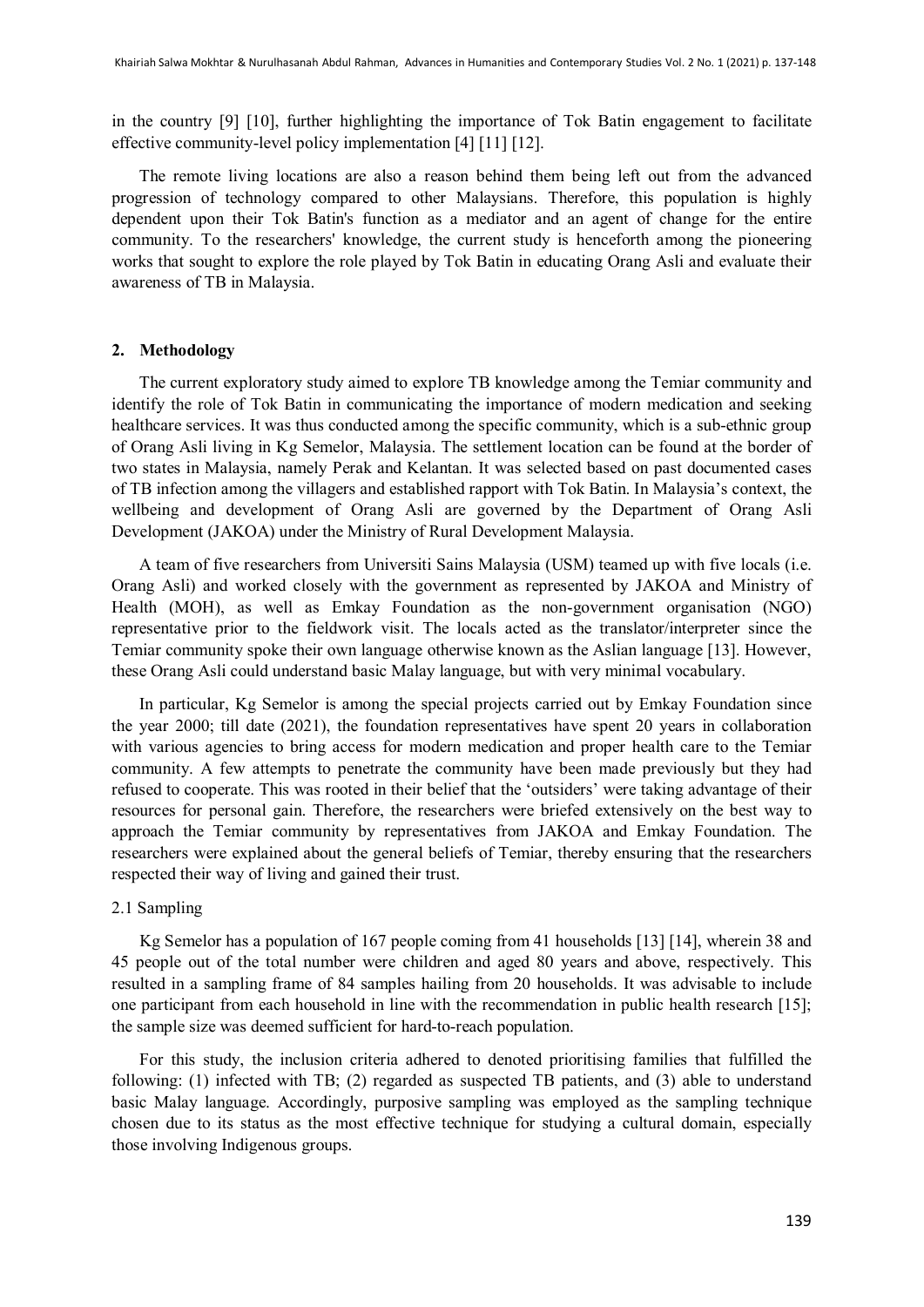in the country [9] [10], further highlighting the importance of Tok Batin engagement to facilitate effective community-level policy implementation [4] [11] [12].

The remote living locations are also a reason behind them being left out from the advanced progression of technology compared to other Malaysians. Therefore, this population is highly dependent upon their Tok Batin's function as a mediator and an agent of change for the entire community. To the researchers' knowledge, the current study is henceforth among the pioneering works that sought to explore the role played by Tok Batin in educating Orang Asli and evaluate their awareness of TB in Malaysia.

## 2. Methodology

The current exploratory study aimed to explore TB knowledge among the Temiar community and identify the role of Tok Batin in communicating the importance of modern medication and seeking healthcare services. It was thus conducted among the specific community, which is a sub-ethnic group of Orang Asli living in Kg Semelor, Malaysia. The settlement location can be found at the border of two states in Malaysia, namely Perak and Kelantan. It was selected based on past documented cases of TB infection among the villagers and established rapport with Tok Batin. In Malaysia's context, the wellbeing and development of Orang Asli are governed by the Department of Orang Asli Development (JAKOA) under the Ministry of Rural Development Malaysia.

A team of five researchers from Universiti Sains Malaysia (USM) teamed up with five locals (i.e. Orang Asli) and worked closely with the government as represented by JAKOA and Ministry of Health (MOH), as well as Emkay Foundation as the non-government organisation (NGO) representative prior to the fieldwork visit. The locals acted as the translator/interpreter since the Temiar community spoke their own language otherwise known as the Aslian language [13]. However, these Orang Asli could understand basic Malay language, but with very minimal vocabulary.

In particular, Kg Semelor is among the special projects carried out by Emkay Foundation since the year 2000; till date (2021), the foundation representatives have spent 20 years in collaboration with various agencies to bring access for modern medication and proper health care to the Temiar community. A few attempts to penetrate the community have been made previously but they had refused to cooperate. This was rooted in their belief that the 'outsiders' were taking advantage of their resources for personal gain. Therefore, the researchers were briefed extensively on the best way to approach the Temiar community by representatives from JAKOA and Emkay Foundation. The researchers were explained about the general beliefs of Temiar, thereby ensuring that the researchers respected their way of living and gained their trust.

### 2.1 Sampling

Kg Semelor has a population of 167 people coming from 41 households [13] [14], wherein 38 and 45 people out of the total number were children and aged 80 years and above, respectively. This resulted in a sampling frame of 84 samples hailing from 20 households. It was advisable to include one participant from each household in line with the recommendation in public health research [15]; the sample size was deemed sufficient for hard-to-reach population.

For this study, the inclusion criteria adhered to denoted prioritising families that fulfilled the following: (1) infected with TB; (2) regarded as suspected TB patients, and (3) able to understand basic Malay language. Accordingly, purposive sampling was employed as the sampling technique chosen due to its status as the most effective technique for studying a cultural domain, especially those involving Indigenous groups.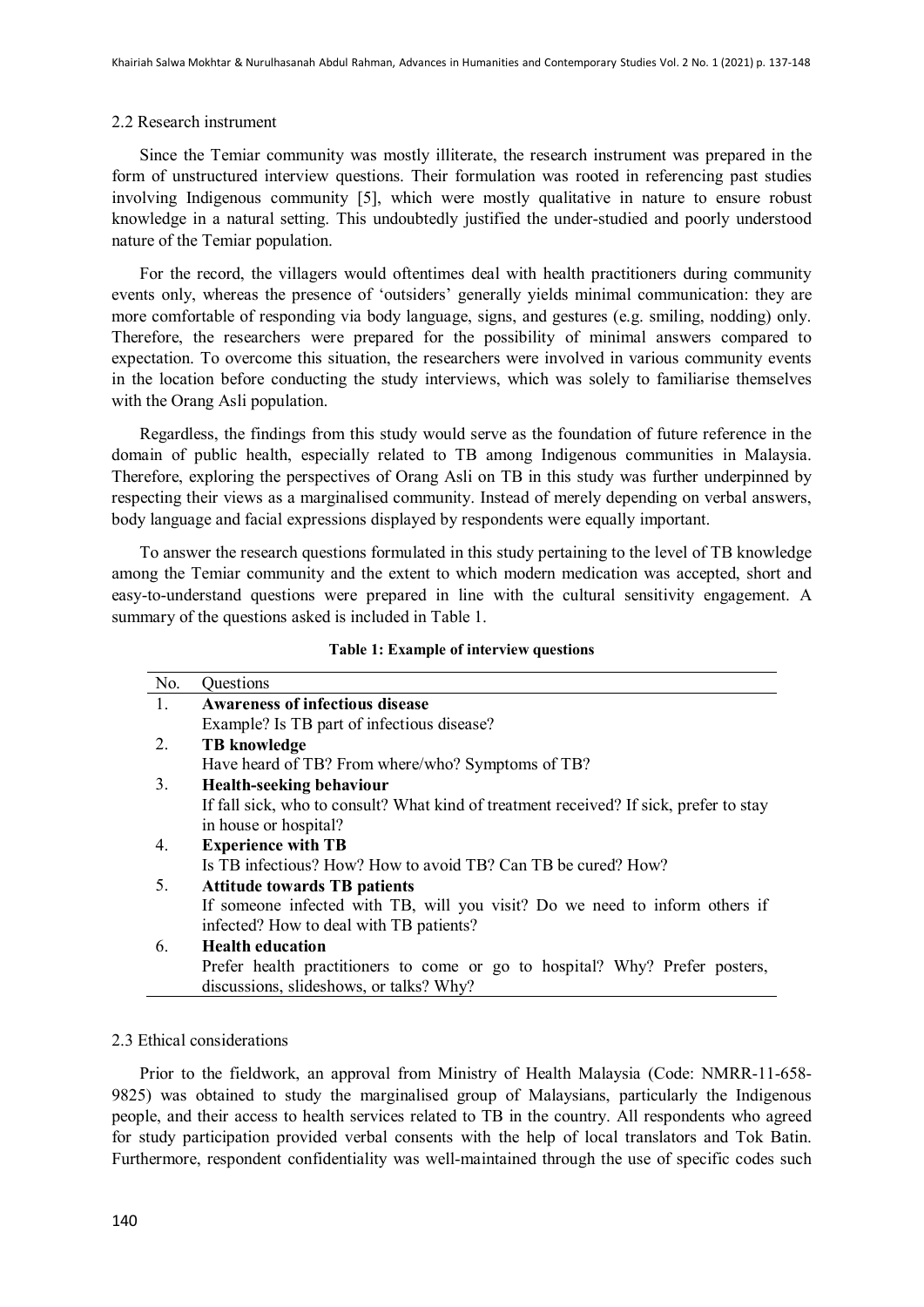### 2.2 Research instrument

Since the Temiar community was mostly illiterate, the research instrument was prepared in the form of unstructured interview questions. Their formulation was rooted in referencing past studies involving Indigenous community [5], which were mostly qualitative in nature to ensure robust knowledge in a natural setting. This undoubtedly justified the under-studied and poorly understood nature of the Temiar population.

For the record, the villagers would oftentimes deal with health practitioners during community events only, whereas the presence of 'outsiders' generally yields minimal communication: they are more comfortable of responding via body language, signs, and gestures (e.g. smiling, nodding) only. Therefore, the researchers were prepared for the possibility of minimal answers compared to expectation. To overcome this situation, the researchers were involved in various community events in the location before conducting the study interviews, which was solely to familiarise themselves with the Orang Asli population.

Regardless, the findings from this study would serve as the foundation of future reference in the domain of public health, especially related to TB among Indigenous communities in Malaysia. Therefore, exploring the perspectives of Orang Asli on TB in this study was further underpinned by respecting their views as a marginalised community. Instead of merely depending on verbal answers, body language and facial expressions displayed by respondents were equally important.

To answer the research questions formulated in this study pertaining to the level of TB knowledge among the Temiar community and the extent to which modern medication was accepted, short and easy-to-understand questions were prepared in line with the cultural sensitivity engagement. A summary of the questions asked is included in Table 1.

**Table 1: Example of interview questions**

| No. | Questions |
|---|---|
| 1. | **Awareness of infectious disease**<br>Example? Is TB part of infectious disease? |
| 2. | **TB knowledge**<br>Have heard of TB? From where/who? Symptoms of TB? |
| 3. | **Health-seeking behaviour**<br>If fall sick, who to consult? What kind of treatment received? If sick, prefer to stay in house or hospital? |
| 4. | **Experience with TB**<br>Is TB infectious? How? How to avoid TB? Can TB be cured? How? |
| 5. | **Attitude towards TB patients**<br>If someone infected with TB, will you visit? Do we need to inform others if infected? How to deal with TB patients? |
| 6. | **Health education**<br>Prefer health practitioners to come or go to hospital? Why? Prefer posters, discussions, slideshows, or talks? Why? |

### 2.3 Ethical considerations

Prior to the fieldwork, an approval from Ministry of Health Malaysia (Code: NMRR-11-658-9825) was obtained to study the marginalised group of Malaysians, particularly the Indigenous people, and their access to health services related to TB in the country. All respondents who agreed for study participation provided verbal consents with the help of local translators and Tok Batin. Furthermore, respondent confidentiality was well-maintained through the use of specific codes such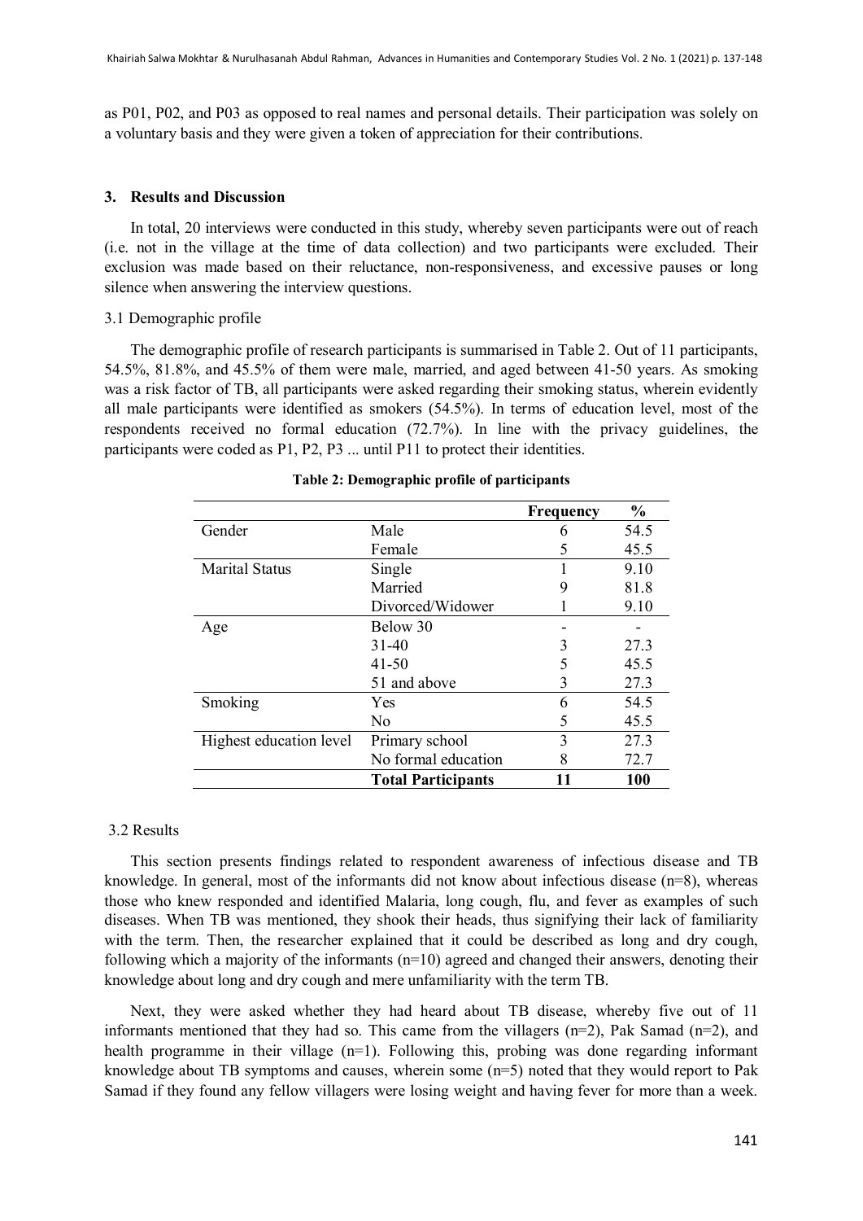as P01, P02, and P03 as opposed to real names and personal details. Their participation was solely on a voluntary basis and they were given a token of appreciation for their contributions.

## 3. Results and Discussion

In total, 20 interviews were conducted in this study, whereby seven participants were out of reach (i.e. not in the village at the time of data collection) and two participants were excluded. Their exclusion was made based on their reluctance, non-responsiveness, and excessive pauses or long silence when answering the interview questions.

### 3.1 Demographic profile

The demographic profile of research participants is summarised in Table 2. Out of 11 participants, 54.5%, 81.8%, and 45.5% of them were male, married, and aged between 41-50 years. As smoking was a risk factor of TB, all participants were asked regarding their smoking status, wherein evidently all male participants were identified as smokers (54.5%). In terms of education level, most of the respondents received no formal education (72.7%). In line with the privacy guidelines, the participants were coded as P1, P2, P3 ... until P11 to protect their identities.

**Table 2: Demographic profile of participants**

| | | Frequency | % |
|---|---|---|---|
| Gender | Male | 6 | 54.5 |
| | Female | 5 | 45.5 |
| Marital Status | Single | 1 | 9.10 |
| | Married | 9 | 81.8 |
| | Divorced/Widower | 1 | 9.10 |
| Age | Below 30 | - | - |
| | 31-40 | 3 | 27.3 |
| | 41-50 | 5 | 45.5 |
| | 51 and above | 3 | 27.3 |
| Smoking | Yes | 6 | 54.5 |
| | No | 5 | 45.5 |
| Highest education level | Primary school | 3 | 27.3 |
| | No formal education | 8 | 72.7 |
| | **Total Participants** | **11** | **100** |

### 3.2 Results

This section presents findings related to respondent awareness of infectious disease and TB knowledge. In general, most of the informants did not know about infectious disease (n=8), whereas those who knew responded and identified Malaria, long cough, flu, and fever as examples of such diseases. When TB was mentioned, they shook their heads, thus signifying their lack of familiarity with the term. Then, the researcher explained that it could be described as long and dry cough, following which a majority of the informants (n=10) agreed and changed their answers, denoting their knowledge about long and dry cough and mere unfamiliarity with the term TB.

Next, they were asked whether they had heard about TB disease, whereby five out of 11 informants mentioned that they had so. This came from the villagers (n=2), Pak Samad (n=2), and health programme in their village (n=1). Following this, probing was done regarding informant knowledge about TB symptoms and causes, wherein some (n=5) noted that they would report to Pak Samad if they found any fellow villagers were losing weight and having fever for more than a week.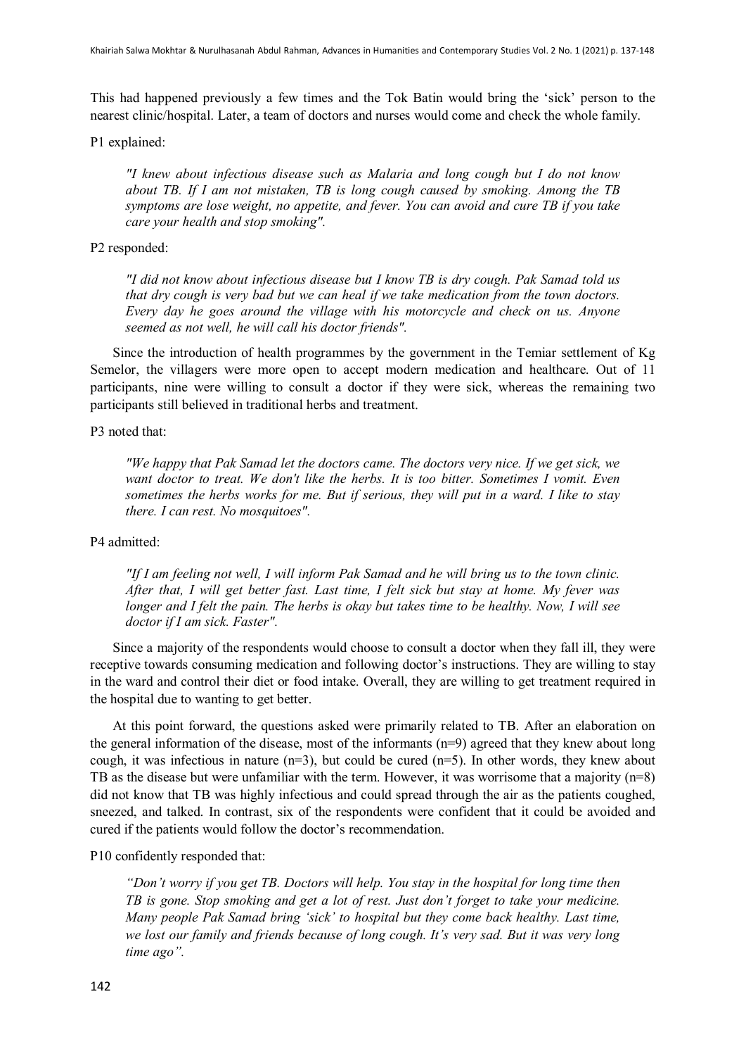This had happened previously a few times and the Tok Batin would bring the 'sick' person to the nearest clinic/hospital. Later, a team of doctors and nurses would come and check the whole family.

P1 explained:

> *"I knew about infectious disease such as Malaria and long cough but I do not know about TB. If I am not mistaken, TB is long cough caused by smoking. Among the TB symptoms are lose weight, no appetite, and fever. You can avoid and cure TB if you take care your health and stop smoking".*

P2 responded:

> *"I did not know about infectious disease but I know TB is dry cough. Pak Samad told us that dry cough is very bad but we can heal if we take medication from the town doctors. Every day he goes around the village with his motorcycle and check on us. Anyone seemed as not well, he will call his doctor friends".*

Since the introduction of health programmes by the government in the Temiar settlement of Kg Semelor, the villagers were more open to accept modern medication and healthcare. Out of 11 participants, nine were willing to consult a doctor if they were sick, whereas the remaining two participants still believed in traditional herbs and treatment.

P3 noted that:

> *"We happy that Pak Samad let the doctors came. The doctors very nice. If we get sick, we want doctor to treat. We don't like the herbs. It is too bitter. Sometimes I vomit. Even sometimes the herbs works for me. But if serious, they will put in a ward. I like to stay there. I can rest. No mosquitoes".*

P4 admitted:

> *"If I am feeling not well, I will inform Pak Samad and he will bring us to the town clinic. After that, I will get better fast. Last time, I felt sick but stay at home. My fever was longer and I felt the pain. The herbs is okay but takes time to be healthy. Now, I will see doctor if I am sick. Faster".*

Since a majority of the respondents would choose to consult a doctor when they fall ill, they were receptive towards consuming medication and following doctor's instructions. They are willing to stay in the ward and control their diet or food intake. Overall, they are willing to get treatment required in the hospital due to wanting to get better.

At this point forward, the questions asked were primarily related to TB. After an elaboration on the general information of the disease, most of the informants (n=9) agreed that they knew about long cough, it was infectious in nature (n=3), but could be cured (n=5). In other words, they knew about TB as the disease but were unfamiliar with the term. However, it was worrisome that a majority (n=8) did not know that TB was highly infectious and could spread through the air as the patients coughed, sneezed, and talked. In contrast, six of the respondents were confident that it could be avoided and cured if the patients would follow the doctor's recommendation.

P10 confidently responded that:

> *"Don't worry if you get TB. Doctors will help. You stay in the hospital for long time then TB is gone. Stop smoking and get a lot of rest. Just don't forget to take your medicine. Many people Pak Samad bring 'sick' to hospital but they come back healthy. Last time, we lost our family and friends because of long cough. It's very sad. But it was very long time ago".*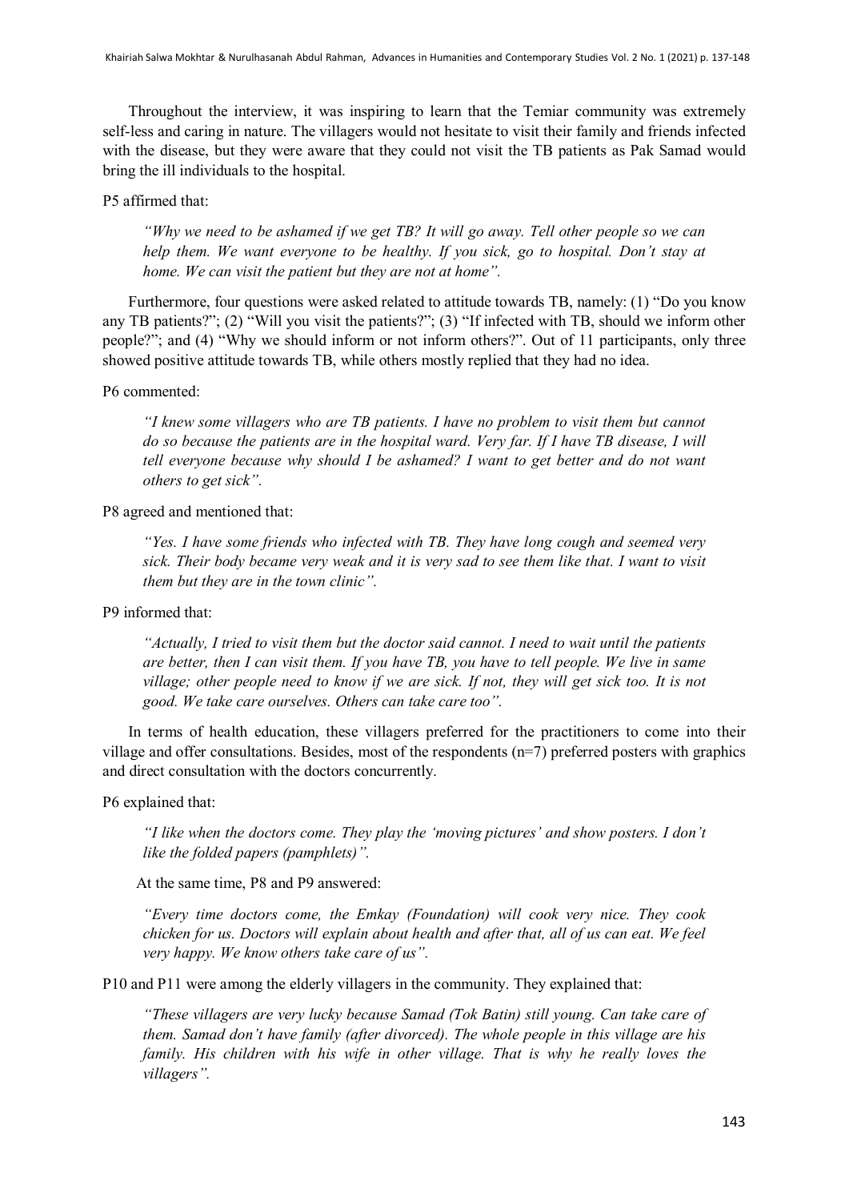Throughout the interview, it was inspiring to learn that the Temiar community was extremely self-less and caring in nature. The villagers would not hesitate to visit their family and friends infected with the disease, but they were aware that they could not visit the TB patients as Pak Samad would bring the ill individuals to the hospital.

P5 affirmed that:

> *"Why we need to be ashamed if we get TB? It will go away. Tell other people so we can help them. We want everyone to be healthy. If you sick, go to hospital. Don't stay at home. We can visit the patient but they are not at home".*

Furthermore, four questions were asked related to attitude towards TB, namely: (1) "Do you know any TB patients?"; (2) "Will you visit the patients?"; (3) "If infected with TB, should we inform other people?"; and (4) "Why we should inform or not inform others?". Out of 11 participants, only three showed positive attitude towards TB, while others mostly replied that they had no idea.

P6 commented:

> *"I knew some villagers who are TB patients. I have no problem to visit them but cannot do so because the patients are in the hospital ward. Very far. If I have TB disease, I will tell everyone because why should I be ashamed? I want to get better and do not want others to get sick".*

P8 agreed and mentioned that:

> *"Yes. I have some friends who infected with TB. They have long cough and seemed very sick. Their body became very weak and it is very sad to see them like that. I want to visit them but they are in the town clinic".*

P9 informed that:

> *"Actually, I tried to visit them but the doctor said cannot. I need to wait until the patients are better, then I can visit them. If you have TB, you have to tell people. We live in same village; other people need to know if we are sick. If not, they will get sick too. It is not good. We take care ourselves. Others can take care too".*

In terms of health education, these villagers preferred for the practitioners to come into their village and offer consultations. Besides, most of the respondents (n=7) preferred posters with graphics and direct consultation with the doctors concurrently.

P6 explained that:

> *"I like when the doctors come. They play the 'moving pictures' and show posters. I don't like the folded papers (pamphlets)".*

At the same time, P8 and P9 answered:

> *"Every time doctors come, the Emkay (Foundation) will cook very nice. They cook chicken for us. Doctors will explain about health and after that, all of us can eat. We feel very happy. We know others take care of us".*

P10 and P11 were among the elderly villagers in the community. They explained that:

> *"These villagers are very lucky because Samad (Tok Batin) still young. Can take care of them. Samad don't have family (after divorced). The whole people in this village are his family. His children with his wife in other village. That is why he really loves the villagers".*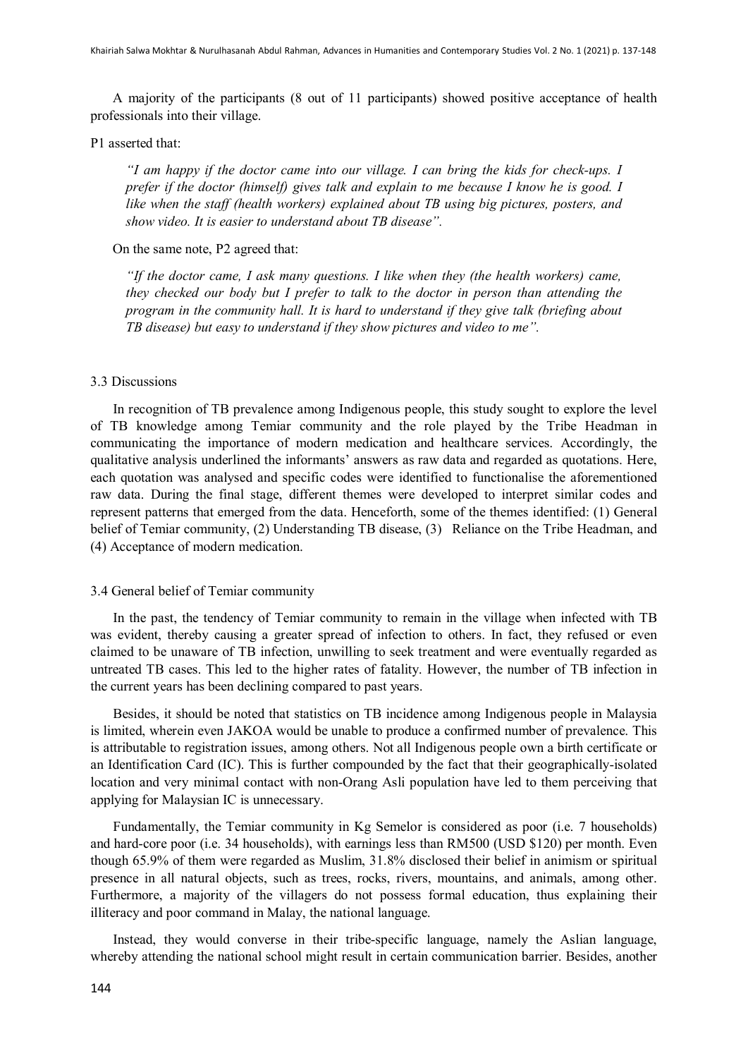A majority of the participants (8 out of 11 participants) showed positive acceptance of health professionals into their village.

P1 asserted that:

> *"I am happy if the doctor came into our village. I can bring the kids for check-ups. I prefer if the doctor (himself) gives talk and explain to me because I know he is good. I like when the staff (health workers) explained about TB using big pictures, posters, and show video. It is easier to understand about TB disease".*

On the same note, P2 agreed that:

> *"If the doctor came, I ask many questions. I like when they (the health workers) came, they checked our body but I prefer to talk to the doctor in person than attending the program in the community hall. It is hard to understand if they give talk (briefing about TB disease) but easy to understand if they show pictures and video to me".*

### 3.3 Discussions

In recognition of TB prevalence among Indigenous people, this study sought to explore the level of TB knowledge among Temiar community and the role played by the Tribe Headman in communicating the importance of modern medication and healthcare services. Accordingly, the qualitative analysis underlined the informants' answers as raw data and regarded as quotations. Here, each quotation was analysed and specific codes were identified to functionalise the aforementioned raw data. During the final stage, different themes were developed to interpret similar codes and represent patterns that emerged from the data. Henceforth, some of the themes identified: (1) General belief of Temiar community, (2) Understanding TB disease, (3) Reliance on the Tribe Headman, and (4) Acceptance of modern medication.

### 3.4 General belief of Temiar community

In the past, the tendency of Temiar community to remain in the village when infected with TB was evident, thereby causing a greater spread of infection to others. In fact, they refused or even claimed to be unaware of TB infection, unwilling to seek treatment and were eventually regarded as untreated TB cases. This led to the higher rates of fatality. However, the number of TB infection in the current years has been declining compared to past years.

Besides, it should be noted that statistics on TB incidence among Indigenous people in Malaysia is limited, wherein even JAKOA would be unable to produce a confirmed number of prevalence. This is attributable to registration issues, among others. Not all Indigenous people own a birth certificate or an Identification Card (IC). This is further compounded by the fact that their geographically-isolated location and very minimal contact with non-Orang Asli population have led to them perceiving that applying for Malaysian IC is unnecessary.

Fundamentally, the Temiar community in Kg Semelor is considered as poor (i.e. 7 households) and hard-core poor (i.e. 34 households), with earnings less than RM500 (USD \$120) per month. Even though 65.9% of them were regarded as Muslim, 31.8% disclosed their belief in animism or spiritual presence in all natural objects, such as trees, rocks, rivers, mountains, and animals, among other. Furthermore, a majority of the villagers do not possess formal education, thus explaining their illiteracy and poor command in Malay, the national language.

Instead, they would converse in their tribe-specific language, namely the Aslian language, whereby attending the national school might result in certain communication barrier. Besides, another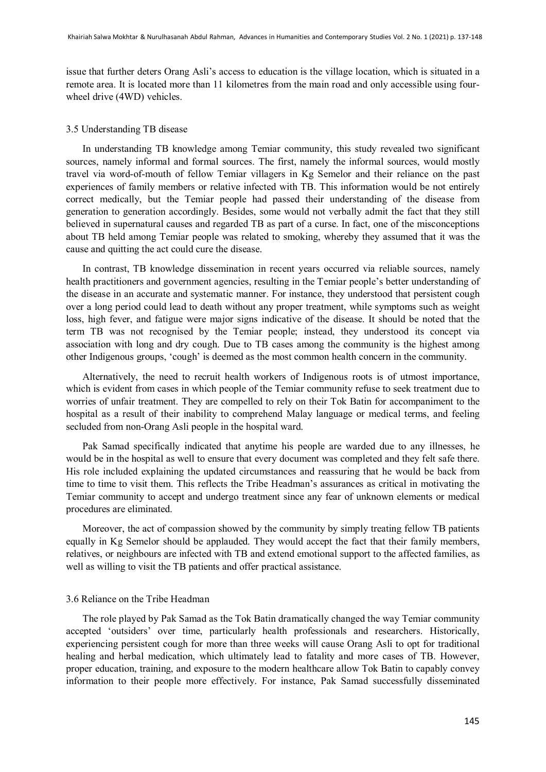issue that further deters Orang Asli's access to education is the village location, which is situated in a remote area. It is located more than 11 kilometres from the main road and only accessible using four-wheel drive (4WD) vehicles.

### 3.5 Understanding TB disease

In understanding TB knowledge among Temiar community, this study revealed two significant sources, namely informal and formal sources. The first, namely the informal sources, would mostly travel via word-of-mouth of fellow Temiar villagers in Kg Semelor and their reliance on the past experiences of family members or relative infected with TB. This information would be not entirely correct medically, but the Temiar people had passed their understanding of the disease from generation to generation accordingly. Besides, some would not verbally admit the fact that they still believed in supernatural causes and regarded TB as part of a curse. In fact, one of the misconceptions about TB held among Temiar people was related to smoking, whereby they assumed that it was the cause and quitting the act could cure the disease.

In contrast, TB knowledge dissemination in recent years occurred via reliable sources, namely health practitioners and government agencies, resulting in the Temiar people's better understanding of the disease in an accurate and systematic manner. For instance, they understood that persistent cough over a long period could lead to death without any proper treatment, while symptoms such as weight loss, high fever, and fatigue were major signs indicative of the disease. It should be noted that the term TB was not recognised by the Temiar people; instead, they understood its concept via association with long and dry cough. Due to TB cases among the community is the highest among other Indigenous groups, 'cough' is deemed as the most common health concern in the community.

Alternatively, the need to recruit health workers of Indigenous roots is of utmost importance, which is evident from cases in which people of the Temiar community refuse to seek treatment due to worries of unfair treatment. They are compelled to rely on their Tok Batin for accompaniment to the hospital as a result of their inability to comprehend Malay language or medical terms, and feeling secluded from non-Orang Asli people in the hospital ward.

Pak Samad specifically indicated that anytime his people are warded due to any illnesses, he would be in the hospital as well to ensure that every document was completed and they felt safe there. His role included explaining the updated circumstances and reassuring that he would be back from time to time to visit them. This reflects the Tribe Headman's assurances as critical in motivating the Temiar community to accept and undergo treatment since any fear of unknown elements or medical procedures are eliminated.

Moreover, the act of compassion showed by the community by simply treating fellow TB patients equally in Kg Semelor should be applauded. They would accept the fact that their family members, relatives, or neighbours are infected with TB and extend emotional support to the affected families, as well as willing to visit the TB patients and offer practical assistance.

### 3.6 Reliance on the Tribe Headman

The role played by Pak Samad as the Tok Batin dramatically changed the way Temiar community accepted 'outsiders' over time, particularly health professionals and researchers. Historically, experiencing persistent cough for more than three weeks will cause Orang Asli to opt for traditional healing and herbal medication, which ultimately lead to fatality and more cases of TB. However, proper education, training, and exposure to the modern healthcare allow Tok Batin to capably convey information to their people more effectively. For instance, Pak Samad successfully disseminated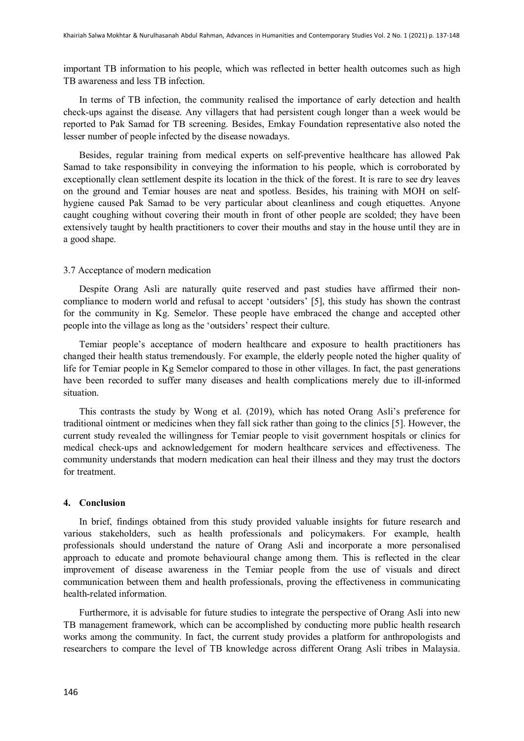important TB information to his people, which was reflected in better health outcomes such as high TB awareness and less TB infection.

In terms of TB infection, the community realised the importance of early detection and health check-ups against the disease. Any villagers that had persistent cough longer than a week would be reported to Pak Samad for TB screening. Besides, Emkay Foundation representative also noted the lesser number of people infected by the disease nowadays.

Besides, regular training from medical experts on self-preventive healthcare has allowed Pak Samad to take responsibility in conveying the information to his people, which is corroborated by exceptionally clean settlement despite its location in the thick of the forest. It is rare to see dry leaves on the ground and Temiar houses are neat and spotless. Besides, his training with MOH on self-hygiene caused Pak Samad to be very particular about cleanliness and cough etiquettes. Anyone caught coughing without covering their mouth in front of other people are scolded; they have been extensively taught by health practitioners to cover their mouths and stay in the house until they are in a good shape.

### 3.7 Acceptance of modern medication

Despite Orang Asli are naturally quite reserved and past studies have affirmed their non-compliance to modern world and refusal to accept 'outsiders' [5], this study has shown the contrast for the community in Kg. Semelor. These people have embraced the change and accepted other people into the village as long as the 'outsiders' respect their culture.

Temiar people's acceptance of modern healthcare and exposure to health practitioners has changed their health status tremendously. For example, the elderly people noted the higher quality of life for Temiar people in Kg Semelor compared to those in other villages. In fact, the past generations have been recorded to suffer many diseases and health complications merely due to ill-informed situation.

This contrasts the study by Wong et al. (2019), which has noted Orang Asli's preference for traditional ointment or medicines when they fall sick rather than going to the clinics [5]. However, the current study revealed the willingness for Temiar people to visit government hospitals or clinics for medical check-ups and acknowledgement for modern healthcare services and effectiveness. The community understands that modern medication can heal their illness and they may trust the doctors for treatment.

## 4. Conclusion

In brief, findings obtained from this study provided valuable insights for future research and various stakeholders, such as health professionals and policymakers. For example, health professionals should understand the nature of Orang Asli and incorporate a more personalised approach to educate and promote behavioural change among them. This is reflected in the clear improvement of disease awareness in the Temiar people from the use of visuals and direct communication between them and health professionals, proving the effectiveness in communicating health-related information.

Furthermore, it is advisable for future studies to integrate the perspective of Orang Asli into new TB management framework, which can be accomplished by conducting more public health research works among the community. In fact, the current study provides a platform for anthropologists and researchers to compare the level of TB knowledge across different Orang Asli tribes in Malaysia.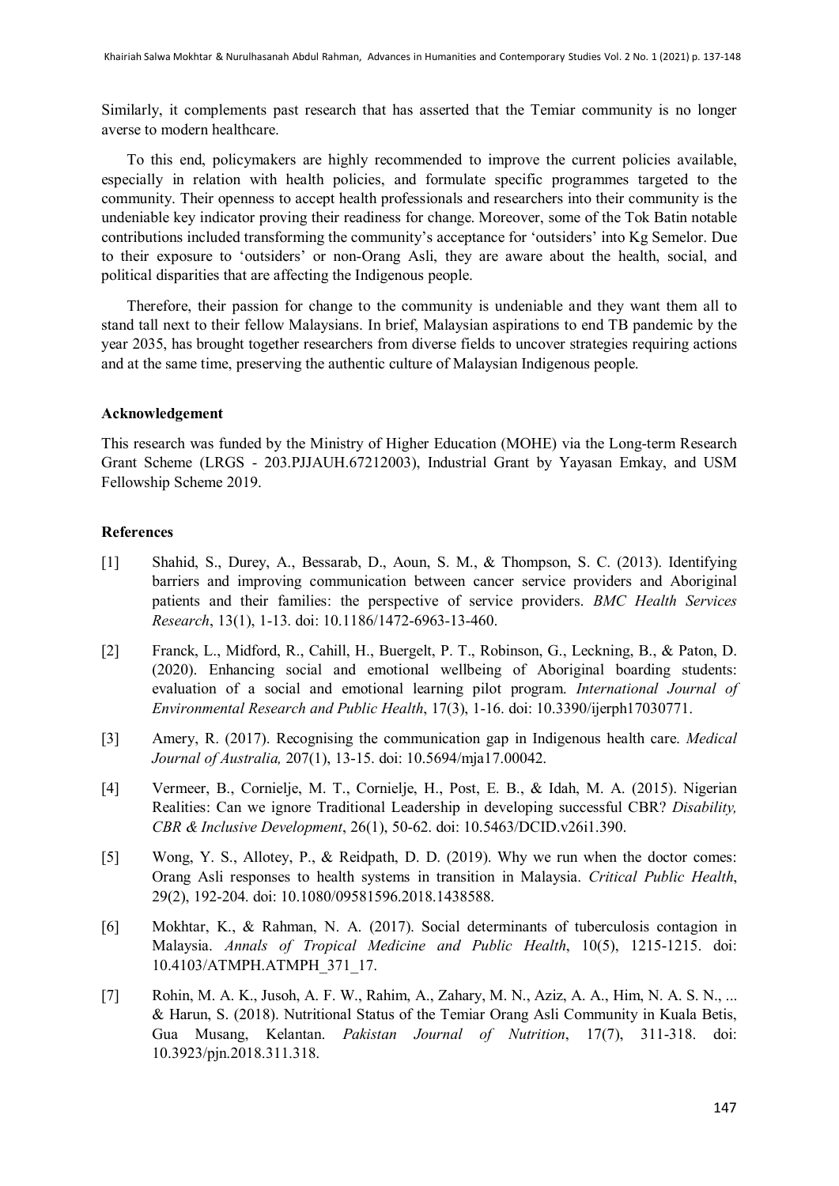Similarly, it complements past research that has asserted that the Temiar community is no longer averse to modern healthcare.

To this end, policymakers are highly recommended to improve the current policies available, especially in relation with health policies, and formulate specific programmes targeted to the community. Their openness to accept health professionals and researchers into their community is the undeniable key indicator proving their readiness for change. Moreover, some of the Tok Batin notable contributions included transforming the community's acceptance for 'outsiders' into Kg Semelor. Due to their exposure to 'outsiders' or non-Orang Asli, they are aware about the health, social, and political disparities that are affecting the Indigenous people.

Therefore, their passion for change to the community is undeniable and they want them all to stand tall next to their fellow Malaysians. In brief, Malaysian aspirations to end TB pandemic by the year 2035, has brought together researchers from diverse fields to uncover strategies requiring actions and at the same time, preserving the authentic culture of Malaysian Indigenous people.

**Acknowledgement**

This research was funded by the Ministry of Higher Education (MOHE) via the Long-term Research Grant Scheme (LRGS - 203.PJJAUH.67212003), Industrial Grant by Yayasan Emkay, and USM Fellowship Scheme 2019.

**References**

[1] Shahid, S., Durey, A., Bessarab, D., Aoun, S. M., & Thompson, S. C. (2013). Identifying barriers and improving communication between cancer service providers and Aboriginal patients and their families: the perspective of service providers. *BMC Health Services Research*, 13(1), 1-13. doi: 10.1186/1472-6963-13-460.

[2] Franck, L., Midford, R., Cahill, H., Buergelt, P. T., Robinson, G., Leckning, B., & Paton, D. (2020). Enhancing social and emotional wellbeing of Aboriginal boarding students: evaluation of a social and emotional learning pilot program. *International Journal of Environmental Research and Public Health*, 17(3), 1-16. doi: 10.3390/ijerph17030771.

[3] Amery, R. (2017). Recognising the communication gap in Indigenous health care. *Medical Journal of Australia,* 207(1), 13-15. doi: 10.5694/mja17.00042.

[4] Vermeer, B., Cornielje, M. T., Cornielje, H., Post, E. B., & Idah, M. A. (2015). Nigerian Realities: Can we ignore Traditional Leadership in developing successful CBR? *Disability, CBR & Inclusive Development*, 26(1), 50-62. doi: 10.5463/DCID.v26i1.390.

[5] Wong, Y. S., Allotey, P., & Reidpath, D. D. (2019). Why we run when the doctor comes: Orang Asli responses to health systems in transition in Malaysia. *Critical Public Health*, 29(2), 192-204. doi: 10.1080/09581596.2018.1438588.

[6] Mokhtar, K., & Rahman, N. A. (2017). Social determinants of tuberculosis contagion in Malaysia. *Annals of Tropical Medicine and Public Health*, 10(5), 1215-1215. doi: 10.4103/ATMPH.ATMPH_371_17.

[7] Rohin, M. A. K., Jusoh, A. F. W., Rahim, A., Zahary, M. N., Aziz, A. A., Him, N. A. S. N., ... & Harun, S. (2018). Nutritional Status of the Temiar Orang Asli Community in Kuala Betis, Gua Musang, Kelantan. *Pakistan Journal of Nutrition*, 17(7), 311-318. doi: 10.3923/pjn.2018.311.318.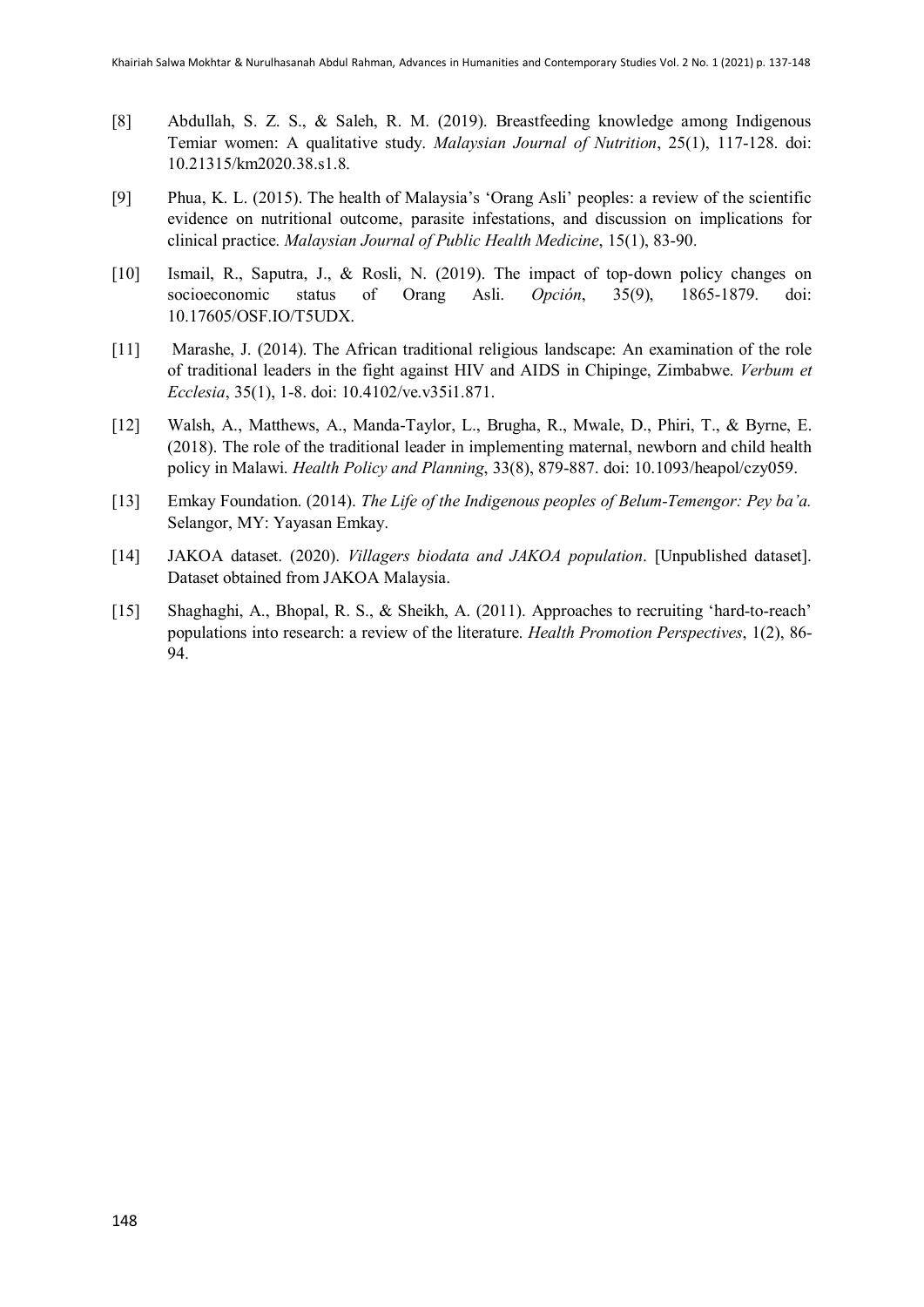[8] Abdullah, S. Z. S., & Saleh, R. M. (2019). Breastfeeding knowledge among Indigenous Temiar women: A qualitative study. *Malaysian Journal of Nutrition*, 25(1), 117-128. doi: 10.21315/km2020.38.s1.8.

[9] Phua, K. L. (2015). The health of Malaysia's 'Orang Asli' peoples: a review of the scientific evidence on nutritional outcome, parasite infestations, and discussion on implications for clinical practice. *Malaysian Journal of Public Health Medicine*, 15(1), 83-90.

[10] Ismail, R., Saputra, J., & Rosli, N. (2019). The impact of top-down policy changes on socioeconomic status of Orang Asli. *Opción*, 35(9), 1865-1879. doi: 10.17605/OSF.IO/T5UDX.

[11] Marashe, J. (2014). The African traditional religious landscape: An examination of the role of traditional leaders in the fight against HIV and AIDS in Chipinge, Zimbabwe. *Verbum et Ecclesia*, 35(1), 1-8. doi: 10.4102/ve.v35i1.871.

[12] Walsh, A., Matthews, A., Manda-Taylor, L., Brugha, R., Mwale, D., Phiri, T., & Byrne, E. (2018). The role of the traditional leader in implementing maternal, newborn and child health policy in Malawi. *Health Policy and Planning*, 33(8), 879-887. doi: 10.1093/heapol/czy059.

[13] Emkay Foundation. (2014). *The Life of the Indigenous peoples of Belum-Temengor: Pey ba'a.* Selangor, MY: Yayasan Emkay.

[14] JAKOA dataset. (2020). *Villagers biodata and JAKOA population*. [Unpublished dataset]. Dataset obtained from JAKOA Malaysia.

[15] Shaghaghi, A., Bhopal, R. S., & Sheikh, A. (2011). Approaches to recruiting 'hard-to-reach' populations into research: a review of the literature. *Health Promotion Perspectives*, 1(2), 86-94.